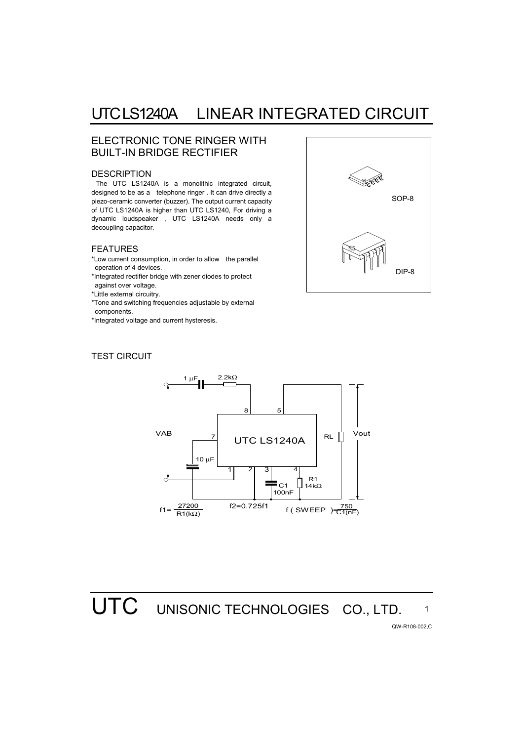# UTC LS1240A LINEAR INTEGRATED CIRCUIT

## ELECTRONIC TONE RINGER WITH BUILT-IN BRIDGE RECTIFIER

### DESCRIPTION

The UTC LS1240A is a monolithic integrated circuit, designed to be as a telephone ringer . It can drive directly a piezo-ceramic converter (buzzer). The output current capacity of UTC LS1240A is higher than UTC LS1240, For driving a dynamic loudspeaker , UTC LS1240A needs only a decoupling capacitor.

### FEATURES

*Low current consumption, in order to allow the parallel operation of 4 devices.
*Integrated rectifier bridge with zener diodes to protect against over voltage.
*Little external circuitry.
*Tone and switching frequencies adjustable by external components.
*Integrated voltage and current hysteresis.

SOP-8

DIP-8

### TEST CIRCUIT

1 µF, 2.2kΩ, VAB, 10 µF, UTC LS1240A, RL, Vout, C1 100nF, R1 14kΩ

$f1 = \frac{27200}{R1(k\Omega)}$ $f2 = 0.725f1$ $f(SWEEP) = \frac{750}{C1(nF)}$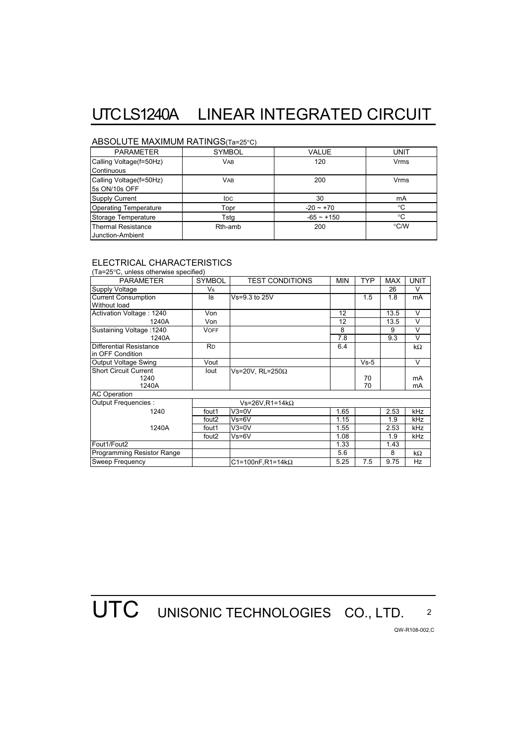# UTC LS1240A LINEAR INTEGRATED CIRCUIT

## ABSOLUTE MAXIMUM RATINGS(Ta=25°C)

| PARAMETER | SYMBOL | VALUE | UNIT |
|---|---|---|---|
| Calling Voltage(f=50Hz) Continuous | $V_{AB}$ | 120 | Vrms |
| Calling Voltage(f=50Hz) 5s ON/10s OFF | $V_{AB}$ | 200 | Vrms |
| Supply Current | $I_{DC}$ | 30 | mA |
| Operating Temperature | Topr | -20 ~ +70 | °C |
| Storage Temperature | Tstg | -65 ~ +150 | °C |
| Thermal Resistance Junction-Ambient | Rth-amb | 200 | °C/W |

## ELECTRICAL CHARACTERISTICS

(Ta=25°C, unless otherwise specified)

| PARAMETER | SYMBOL | TEST CONDITIONS | MIN | TYP | MAX | UNIT |
|---|---|---|---|---|---|---|
| Supply Voltage | $V_S$ | | | | 26 | V |
| Current Consumption Without load | $I_B$ | Vs=9.3 to 25V | | 1.5 | 1.8 | mA |
| Activation Voltage : 1240 | Von | | 12 | | 13.5 | V |
| 1240A | Von | | 12 | | 13.5 | V |
| Sustaining Voltage :1240 | $V_{OFF}$ | | 8 | | 9 | V |
| 1240A | | | 7.8 | | 9.3 | V |
| Differential Resistance in OFF Condition | $R_D$ | | 6.4 | | | kΩ |
| Output Voltage Swing | Vout | | | Vs-5 | | V |
| Short Circuit Current | Iout | Vs=20V, RL=250Ω | | | | |
| 1240 | | | | 70 | | mA |
| 1240A | | | | 70 | | mA |
| AC Operation | | | | | | |
| Output Frequencies : | | Vs=26V,R1=14kΩ | | | | |
| 1240 | fout1 | V3=0V | 1.65 | | 2.53 | kHz |
| | fout2 | Vs=6V | 1.15 | | 1.9 | kHz |
| 1240A | fout1 | V3=0V | 1.55 | | 2.53 | kHz |
| | fout2 | Vs=6V | 1.08 | | 1.9 | kHz |
| Fout1/Fout2 | | | 1.33 | | 1.43 | |
| Programming Resistor Range | | | 5.6 | | 8 | kΩ |
| Sweep Frequency | | C1=100nF,R1=14kΩ | 5.25 | 7.5 | 9.75 | Hz |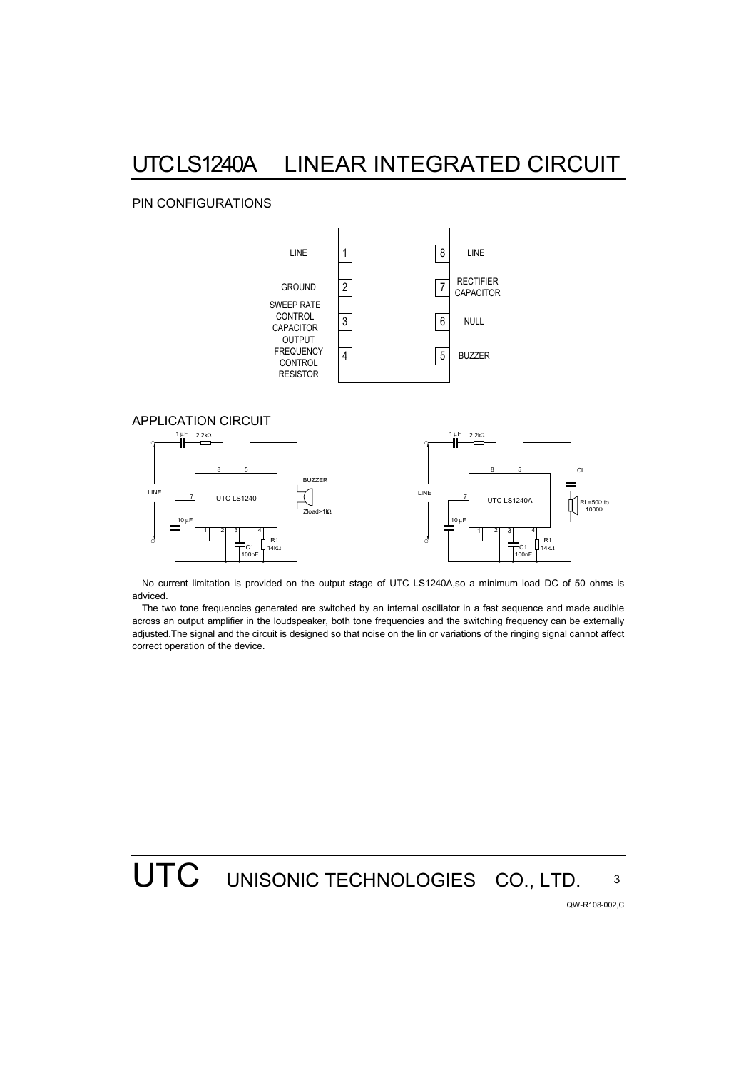## PIN CONFIGURATIONS

| Pin | Function | Pin | Function |
|---|---|---|---|
| 1 | LINE | 8 | LINE |
| 2 | GROUND | 7 | RECTIFIER CAPACITOR |
| 3 | SWEEP RATE CONTROL CAPACITOR | 6 | NULL |
| 4 | OUTPUT FREQUENCY CONTROL RESISTOR | 5 | BUZZER |

## APPLICATION CIRCUIT

1μF 2.2kΩ
LINE
10μF
UTC LS1240
BUZZER
Zload>1kΩ
C1 100nF
R1 14kΩ

1μF 2.2kΩ
LINE
10μF
UTC LS1240A
CL
RL=50Ω to 1000Ω
C1 100nF
R1 14kΩ

No current limitation is provided on the output stage of UTC LS1240A,so a minimum load DC of 50 ohms is adviced.

The two tone frequencies generated are switched by an internal oscillator in a fast sequence and made audible across an output amplifier in the loudspeaker, both tone frequencies and the switching frequency can be externally adjusted.The signal and the circuit is designed so that noise on the lin or variations of the ringing signal cannot affect correct operation of the device.